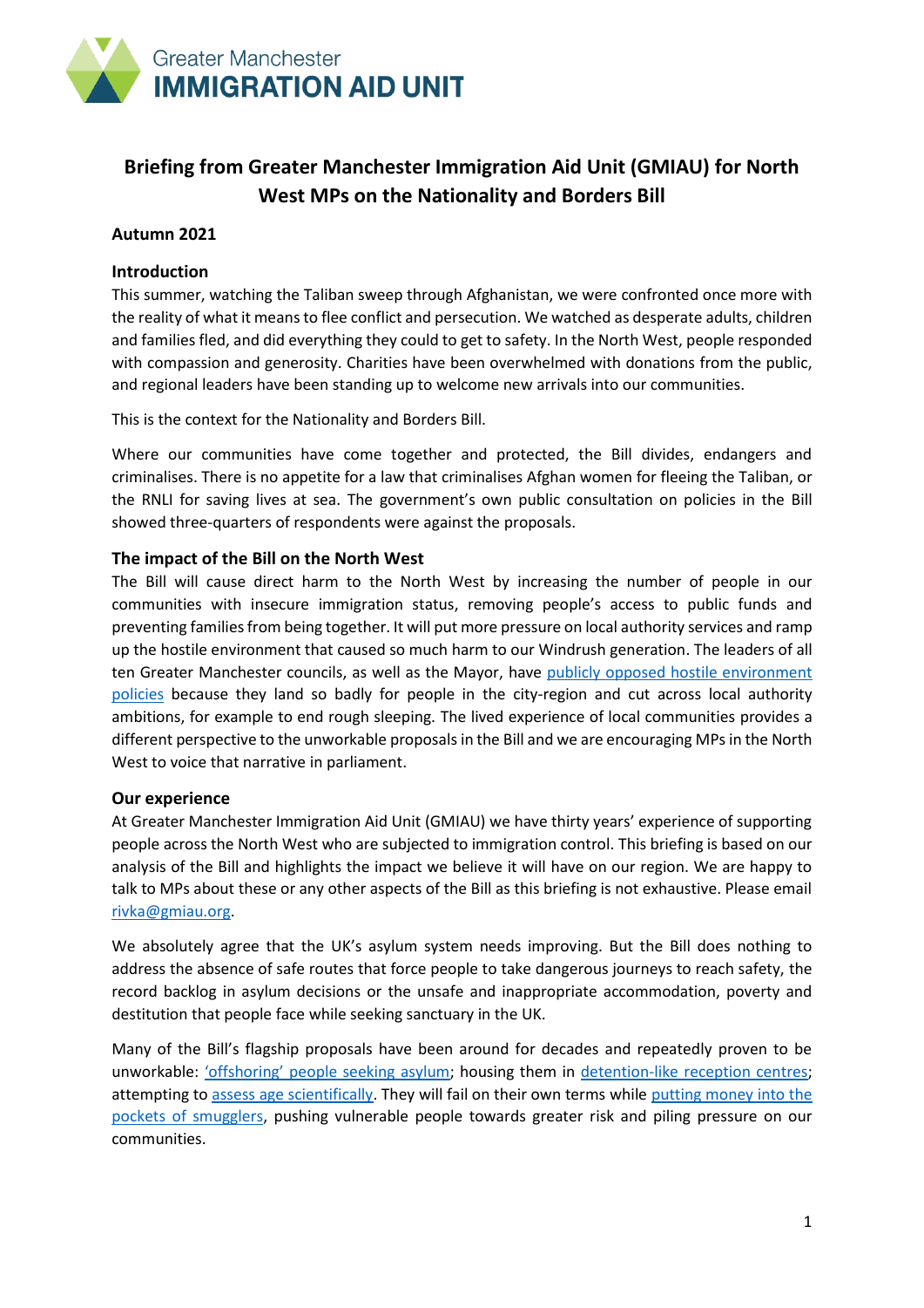Greater Manchester
**IMMIGRATION AID UNIT**

# Briefing from Greater Manchester Immigration Aid Unit (GMIAU) for North West MPs on the Nationality and Borders Bill

**Autumn 2021**

## Introduction

This summer, watching the Taliban sweep through Afghanistan, we were confronted once more with the reality of what it means to flee conflict and persecution. We watched as desperate adults, children and families fled, and did everything they could to get to safety. In the North West, people responded with compassion and generosity. Charities have been overwhelmed with donations from the public, and regional leaders have been standing up to welcome new arrivals into our communities.

This is the context for the Nationality and Borders Bill.

Where our communities have come together and protected, the Bill divides, endangers and criminalises. There is no appetite for a law that criminalises Afghan women for fleeing the Taliban, or the RNLI for saving lives at sea. The government's own public consultation on policies in the Bill showed three-quarters of respondents were against the proposals.

## The impact of the Bill on the North West

The Bill will cause direct harm to the North West by increasing the number of people in our communities with insecure immigration status, removing people's access to public funds and preventing families from being together. It will put more pressure on local authority services and ramp up the hostile environment that caused so much harm to our Windrush generation. The leaders of all ten Greater Manchester councils, as well as the Mayor, have publicly opposed hostile environment policies because they land so badly for people in the city-region and cut across local authority ambitions, for example to end rough sleeping. The lived experience of local communities provides a different perspective to the unworkable proposals in the Bill and we are encouraging MPs in the North West to voice that narrative in parliament.

## Our experience

At Greater Manchester Immigration Aid Unit (GMIAU) we have thirty years' experience of supporting people across the North West who are subjected to immigration control. This briefing is based on our analysis of the Bill and highlights the impact we believe it will have on our region. We are happy to talk to MPs about these or any other aspects of the Bill as this briefing is not exhaustive. Please email rivka@gmiau.org.

We absolutely agree that the UK's asylum system needs improving. But the Bill does nothing to address the absence of safe routes that force people to take dangerous journeys to reach safety, the record backlog in asylum decisions or the unsafe and inappropriate accommodation, poverty and destitution that people face while seeking sanctuary in the UK.

Many of the Bill's flagship proposals have been around for decades and repeatedly proven to be unworkable: 'offshoring' people seeking asylum; housing them in detention-like reception centres; attempting to assess age scientifically. They will fail on their own terms while putting money into the pockets of smugglers, pushing vulnerable people towards greater risk and piling pressure on our communities.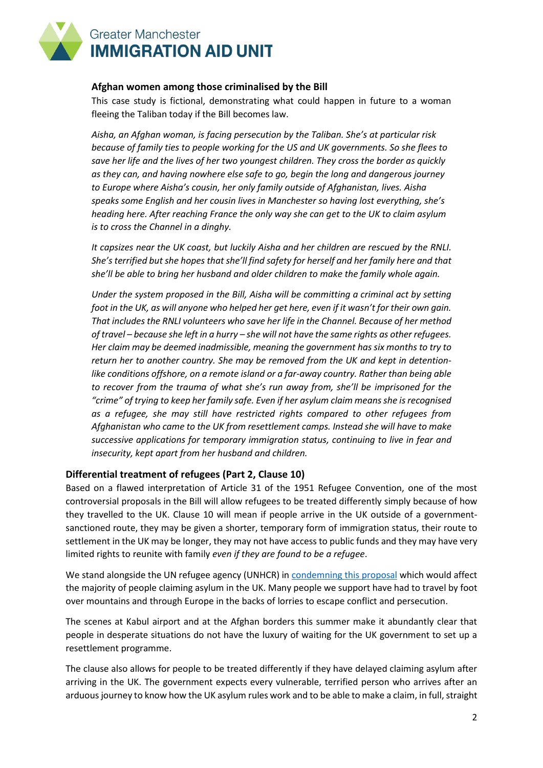### Afghan women among those criminalised by the Bill

This case study is fictional, demonstrating what could happen in future to a woman fleeing the Taliban today if the Bill becomes law.

*Aisha, an Afghan woman, is facing persecution by the Taliban. She's at particular risk because of family ties to people working for the US and UK governments. So she flees to save her life and the lives of her two youngest children. They cross the border as quickly as they can, and having nowhere else safe to go, begin the long and dangerous journey to Europe where Aisha's cousin, her only family outside of Afghanistan, lives. Aisha speaks some English and her cousin lives in Manchester so having lost everything, she's heading here. After reaching France the only way she can get to the UK to claim asylum is to cross the Channel in a dinghy.*

*It capsizes near the UK coast, but luckily Aisha and her children are rescued by the RNLI. She's terrified but she hopes that she'll find safety for herself and her family here and that she'll be able to bring her husband and older children to make the family whole again.*

*Under the system proposed in the Bill, Aisha will be committing a criminal act by setting foot in the UK, as will anyone who helped her get here, even if it wasn't for their own gain. That includes the RNLI volunteers who save her life in the Channel. Because of her method of travel – because she left in a hurry – she will not have the same rights as other refugees. Her claim may be deemed inadmissible, meaning the government has six months to try to return her to another country. She may be removed from the UK and kept in detention-like conditions offshore, on a remote island or a far-away country. Rather than being able to recover from the trauma of what she's run away from, she'll be imprisoned for the "crime" of trying to keep her family safe. Even if her asylum claim means she is recognised as a refugee, she may still have restricted rights compared to other refugees from Afghanistan who came to the UK from resettlement camps. Instead she will have to make successive applications for temporary immigration status, continuing to live in fear and insecurity, kept apart from her husband and children.*

## Differential treatment of refugees (Part 2, Clause 10)

Based on a flawed interpretation of Article 31 of the 1951 Refugee Convention, one of the most controversial proposals in the Bill will allow refugees to be treated differently simply because of how they travelled to the UK. Clause 10 will mean if people arrive in the UK outside of a government-sanctioned route, they may be given a shorter, temporary form of immigration status, their route to settlement in the UK may be longer, they may not have access to public funds and they may have very limited rights to reunite with family *even if they are found to be a refugee*.

We stand alongside the UN refugee agency (UNHCR) in condemning this proposal which would affect the majority of people claiming asylum in the UK. Many people we support have had to travel by foot over mountains and through Europe in the backs of lorries to escape conflict and persecution.

The scenes at Kabul airport and at the Afghan borders this summer make it abundantly clear that people in desperate situations do not have the luxury of waiting for the UK government to set up a resettlement programme.

The clause also allows for people to be treated differently if they have delayed claiming asylum after arriving in the UK. The government expects every vulnerable, terrified person who arrives after an arduous journey to know how the UK asylum rules work and to be able to make a claim, in full, straight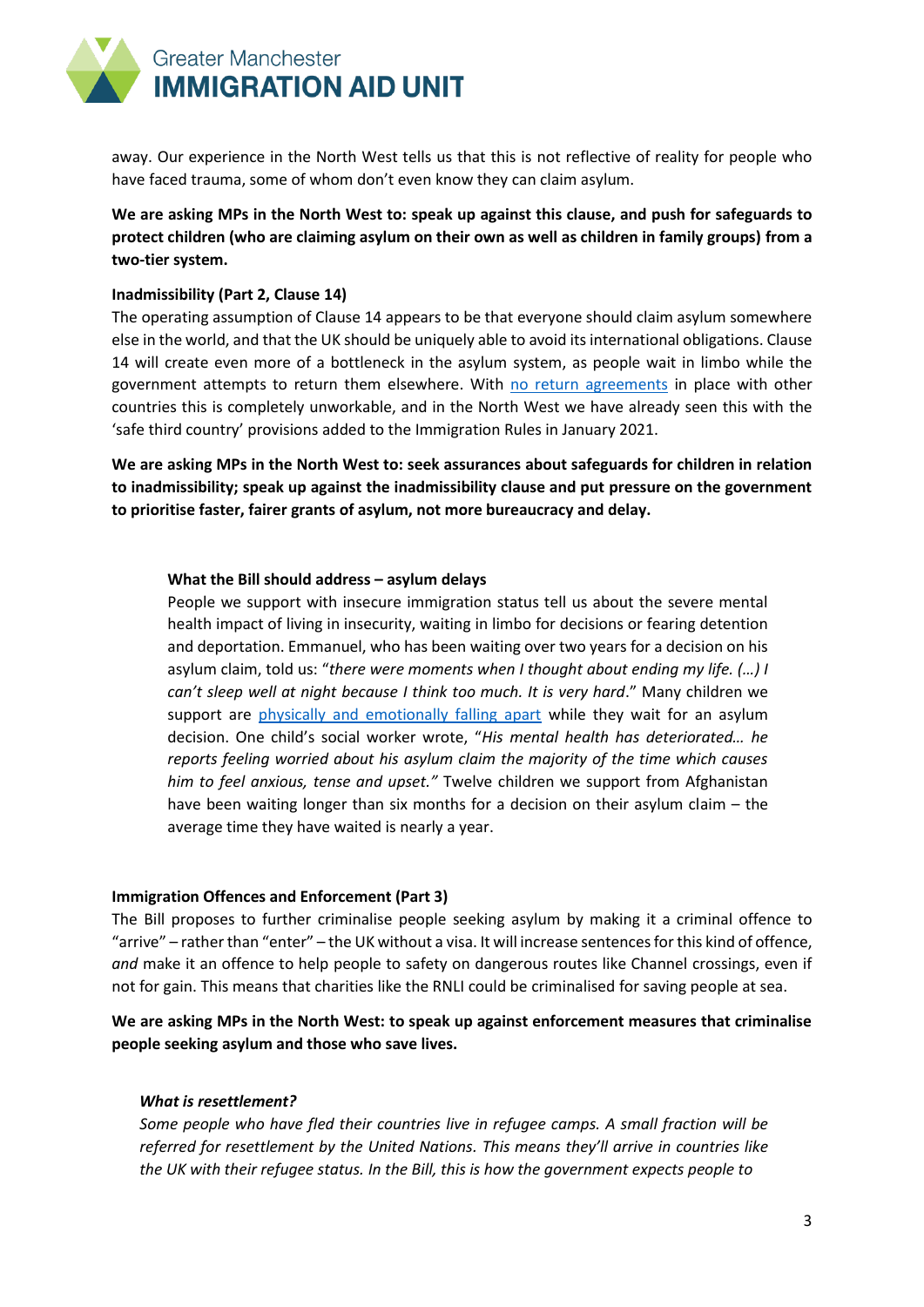away. Our experience in the North West tells us that this is not reflective of reality for people who have faced trauma, some of whom don't even know they can claim asylum.

**We are asking MPs in the North West to: speak up against this clause, and push for safeguards to protect children (who are claiming asylum on their own as well as children in family groups) from a two-tier system.**

**Inadmissibility (Part 2, Clause 14)**

The operating assumption of Clause 14 appears to be that everyone should claim asylum somewhere else in the world, and that the UK should be uniquely able to avoid its international obligations. Clause 14 will create even more of a bottleneck in the asylum system, as people wait in limbo while the government attempts to return them elsewhere. With no return agreements in place with other countries this is completely unworkable, and in the North West we have already seen this with the 'safe third country' provisions added to the Immigration Rules in January 2021.

**We are asking MPs in the North West to: seek assurances about safeguards for children in relation to inadmissibility; speak up against the inadmissibility clause and put pressure on the government to prioritise faster, fairer grants of asylum, not more bureaucracy and delay.**

> **What the Bill should address – asylum delays**
>
> People we support with insecure immigration status tell us about the severe mental health impact of living in insecurity, waiting in limbo for decisions or fearing detention and deportation. Emmanuel, who has been waiting over two years for a decision on his asylum claim, told us: "*there were moments when I thought about ending my life. (…) I can't sleep well at night because I think too much. It is very hard*." Many children we support are physically and emotionally falling apart while they wait for an asylum decision. One child's social worker wrote, "*His mental health has deteriorated… he reports feeling worried about his asylum claim the majority of the time which causes him to feel anxious, tense and upset.*" Twelve children we support from Afghanistan have been waiting longer than six months for a decision on their asylum claim – the average time they have waited is nearly a year.

**Immigration Offences and Enforcement (Part 3)**

The Bill proposes to further criminalise people seeking asylum by making it a criminal offence to "arrive" – rather than "enter" – the UK without a visa. It will increase sentences for this kind of offence, *and* make it an offence to help people to safety on dangerous routes like Channel crossings, even if not for gain. This means that charities like the RNLI could be criminalised for saving people at sea.

**We are asking MPs in the North West: to speak up against enforcement measures that criminalise people seeking asylum and those who save lives.**

> ***What is resettlement?***
>
> *Some people who have fled their countries live in refugee camps. A small fraction will be referred for resettlement by the United Nations. This means they'll arrive in countries like the UK with their refugee status. In the Bill, this is how the government expects people to*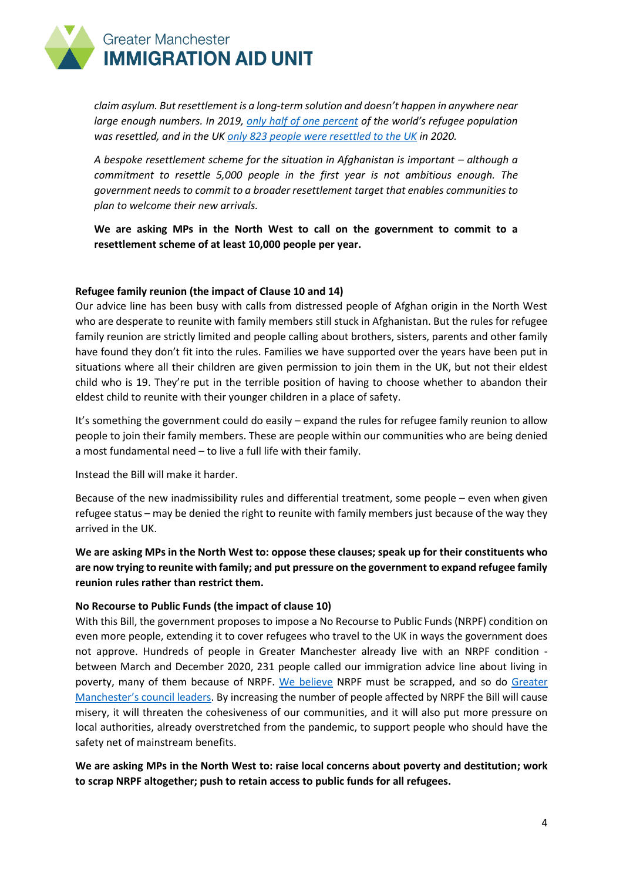*claim asylum. But resettlement is a long-term solution and doesn't happen in anywhere near large enough numbers. In 2019, only half of one percent of the world's refugee population was resettled, and in the UK only 823 people were resettled to the UK in 2020.*

*A bespoke resettlement scheme for the situation in Afghanistan is important – although a commitment to resettle 5,000 people in the first year is not ambitious enough. The government needs to commit to a broader resettlement target that enables communities to plan to welcome their new arrivals.*

**We are asking MPs in the North West to call on the government to commit to a resettlement scheme of at least 10,000 people per year.**

**Refugee family reunion (the impact of Clause 10 and 14)**

Our advice line has been busy with calls from distressed people of Afghan origin in the North West who are desperate to reunite with family members still stuck in Afghanistan. But the rules for refugee family reunion are strictly limited and people calling about brothers, sisters, parents and other family have found they don't fit into the rules. Families we have supported over the years have been put in situations where all their children are given permission to join them in the UK, but not their eldest child who is 19. They're put in the terrible position of having to choose whether to abandon their eldest child to reunite with their younger children in a place of safety.

It's something the government could do easily – expand the rules for refugee family reunion to allow people to join their family members. These are people within our communities who are being denied a most fundamental need – to live a full life with their family.

Instead the Bill will make it harder.

Because of the new inadmissibility rules and differential treatment, some people – even when given refugee status – may be denied the right to reunite with family members just because of the way they arrived in the UK.

**We are asking MPs in the North West to: oppose these clauses; speak up for their constituents who are now trying to reunite with family; and put pressure on the government to expand refugee family reunion rules rather than restrict them.**

**No Recourse to Public Funds (the impact of clause 10)**

With this Bill, the government proposes to impose a No Recourse to Public Funds (NRPF) condition on even more people, extending it to cover refugees who travel to the UK in ways the government does not approve. Hundreds of people in Greater Manchester already live with an NRPF condition - between March and December 2020, 231 people called our immigration advice line about living in poverty, many of them because of NRPF. We believe NRPF must be scrapped, and so do Greater Manchester's council leaders. By increasing the number of people affected by NRPF the Bill will cause misery, it will threaten the cohesiveness of our communities, and it will also put more pressure on local authorities, already overstretched from the pandemic, to support people who should have the safety net of mainstream benefits.

**We are asking MPs in the North West to: raise local concerns about poverty and destitution; work to scrap NRPF altogether; push to retain access to public funds for all refugees.**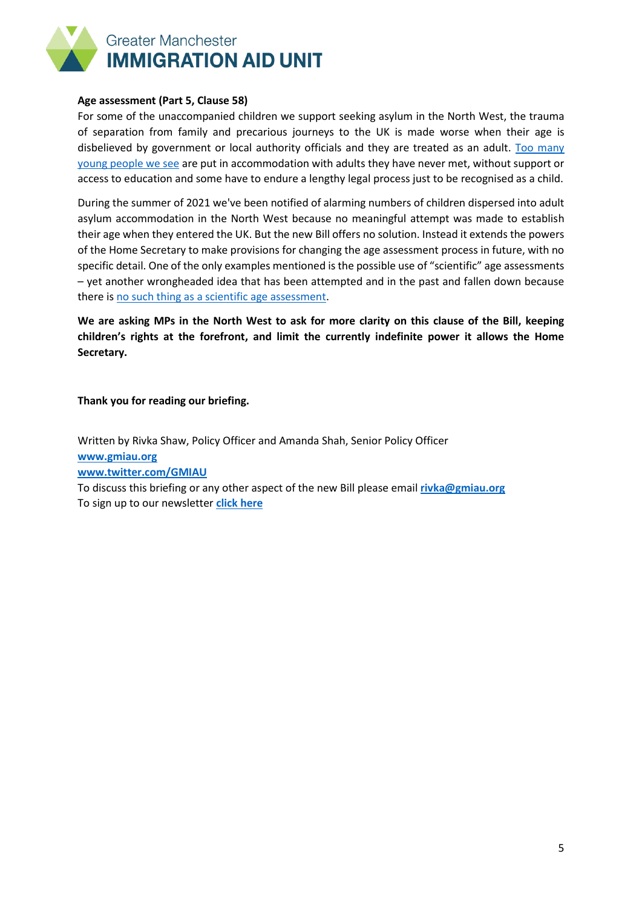**Age assessment (Part 5, Clause 58)**

For some of the unaccompanied children we support seeking asylum in the North West, the trauma of separation from family and precarious journeys to the UK is made worse when their age is disbelieved by government or local authority officials and they are treated as an adult. Too many young people we see are put in accommodation with adults they have never met, without support or access to education and some have to endure a lengthy legal process just to be recognised as a child.

During the summer of 2021 we've been notified of alarming numbers of children dispersed into adult asylum accommodation in the North West because no meaningful attempt was made to establish their age when they entered the UK. But the new Bill offers no solution. Instead it extends the powers of the Home Secretary to make provisions for changing the age assessment process in future, with no specific detail. One of the only examples mentioned is the possible use of "scientific" age assessments – yet another wrongheaded idea that has been attempted and in the past and fallen down because there is no such thing as a scientific age assessment.

**We are asking MPs in the North West to ask for more clarity on this clause of the Bill, keeping children's rights at the forefront, and limit the currently indefinite power it allows the Home Secretary.**

**Thank you for reading our briefing.**

Written by Rivka Shaw, Policy Officer and Amanda Shah, Senior Policy Officer
**www.gmiau.org**
**www.twitter.com/GMIAU**
To discuss this briefing or any other aspect of the new Bill please email **rivka@gmiau.org**
To sign up to our newsletter **click here**